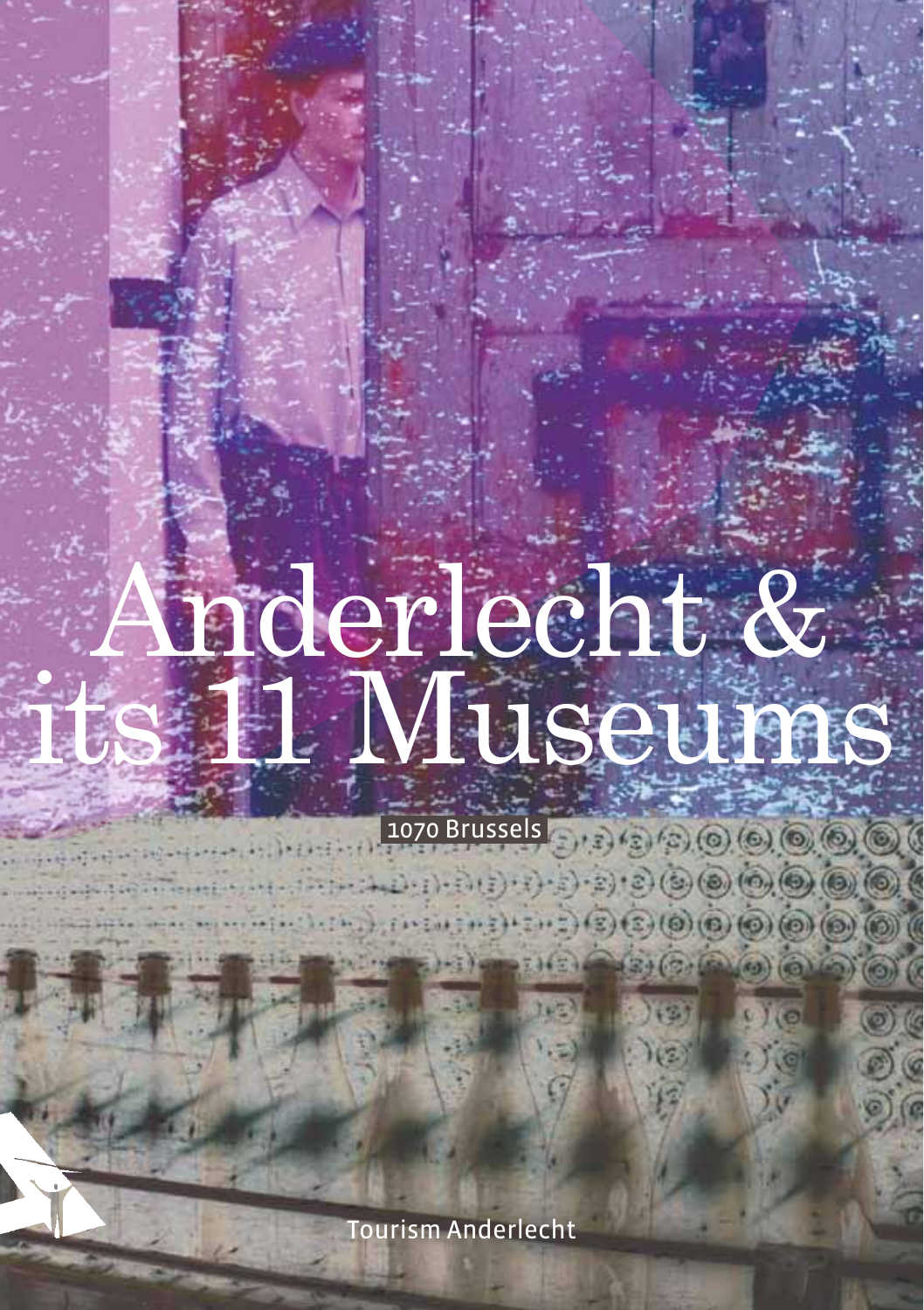# Anderlecht & its 11 Museums

1070 Brussels

Tourism Anderlecht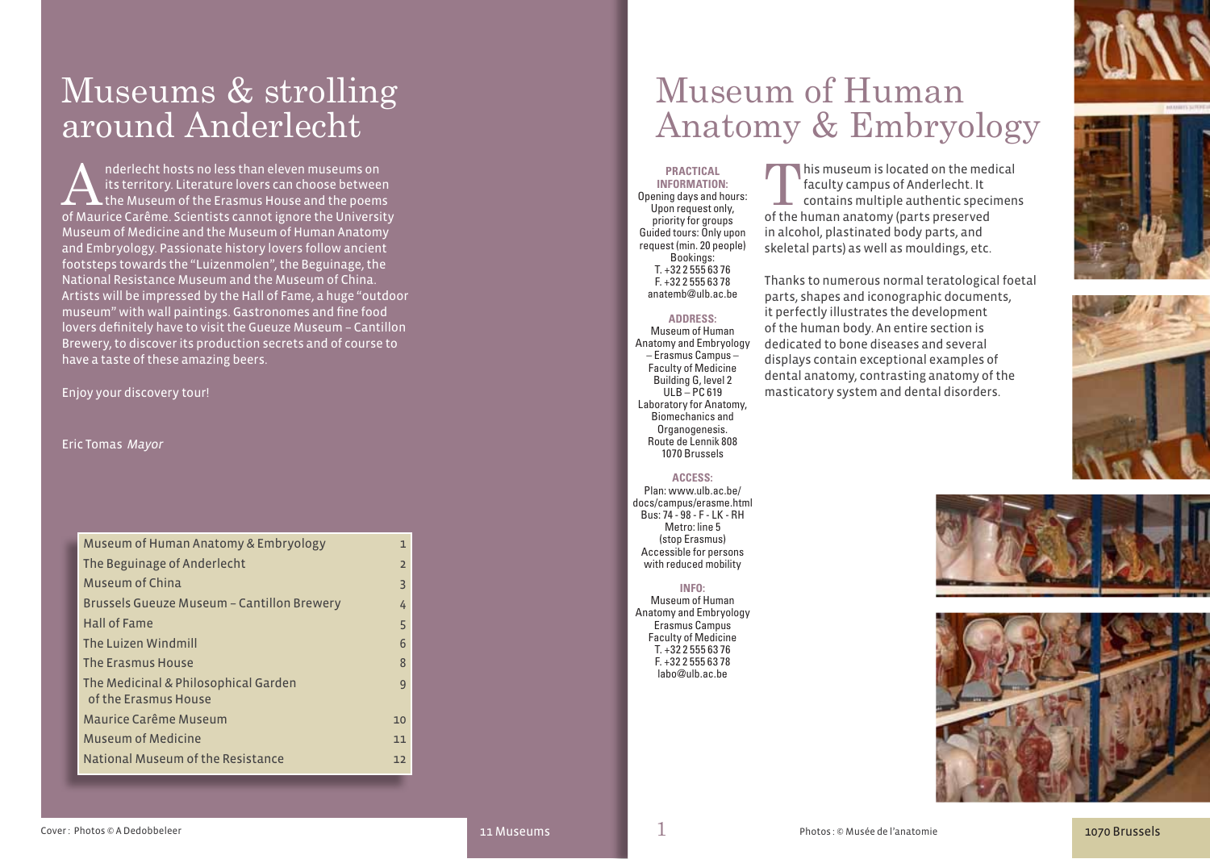# Museums & strolling around Anderlecht

Anderlecht hosts no less than eleven museums on its territory. Literature lovers can choose between the Museum of the Erasmus House and the poems of Maurice Carême. Scientists cannot ignore the University Museum of Medicine and the Museum of Human Anatomy and Embryology. Passionate history lovers follow ancient footsteps towards the "Luizenmolen", the Beguinage, the National Resistance Museum and the Museum of China. Artists will be impressed by the Hall of Fame, a huge "outdoor museum" with wall paintings. Gastronomes and fine food lovers definitely have to visit the Gueuze Museum – Cantillon Brewery, to discover its production secrets and of course to have a taste of these amazing beers.

Enjoy your discovery tour!

Eric Tomas *Mayor*

| | |
|---|---|
| Museum of Human Anatomy & Embryology | 1 |
| The Beguinage of Anderlecht | 2 |
| Museum of China | 3 |
| Brussels Gueuze Museum – Cantillon Brewery | 4 |
| Hall of Fame | 5 |
| The Luizen Windmill | 6 |
| The Erasmus House | 8 |
| The Medicinal & Philosophical Garden of the Erasmus House | 9 |
| Maurice Carême Museum | 10 |
| Museum of Medicine | 11 |
| National Museum of the Resistance | 12 |

Cover : Photos © A Dedobbeleer

# Museum of Human Anatomy & Embryology

**PRACTICAL INFORMATION:**
Opening days and hours: Upon request only, priority for groups
Guided tours: Only upon request (min. 20 people)
Bookings:
T. +32 2 555 63 76
F. +32 2 555 63 78
anatemb@ulb.ac.be

**ADDRESS:**
Museum of Human Anatomy and Embryology – Erasmus Campus – Faculty of Medicine
Building G, level 2
ULB – PC 619
Laboratory for Anatomy, Biomechanics and Organogenesis.
Route de Lennik 808
1070 Brussels

**ACCESS:**
Plan: www.ulb.ac.be/docs/campus/erasme.html
Bus: 74 - 98 - F - LK - RH
Metro: line 5 (stop Erasmus)
Accessible for persons with reduced mobility

**INFO:**
Museum of Human Anatomy and Embryology
Erasmus Campus
Faculty of Medicine
T. +32 2 555 63 76
F. +32 2 555 63 78
labo@ulb.ac.be

This museum is located on the medical faculty campus of Anderlecht. It contains multiple authentic specimens of the human anatomy (parts preserved in alcohol, plastinated body parts, and skeletal parts) as well as mouldings, etc.

Thanks to numerous normal teratological foetal parts, shapes and iconographic documents, it perfectly illustrates the development of the human body. An entire section is dedicated to bone diseases and several displays contain exceptional examples of dental anatomy, contrasting anatomy of the masticatory system and dental disorders.

Photos : © Musée de l'anatomie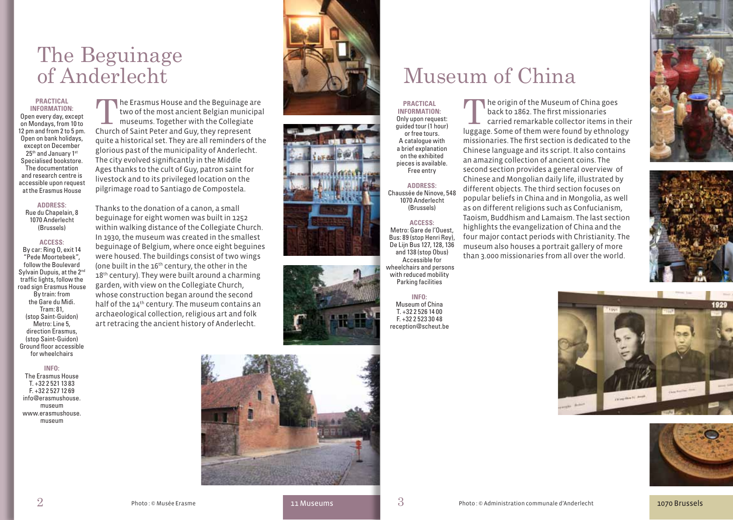# The Beguinage of Anderlecht

**PRACTICAL INFORMATION:**
Open every day, except on Mondays, from 10 to 12 pm and from 2 to 5 pm. Open on bank holidays, except on December 25th and January 1st
Specialised bookstore.
The documentation and research centre is accessible upon request at the Erasmus House

**ADDRESS:**
Rue du Chapelain, 8
1070 Anderlecht
(Brussels)

**ACCESS:**
By car: Ring O, exit 14 "Pede Moortebeek", follow the Boulevard Sylvain Dupuis, at the 2nd traffic lights, follow the road sign Erasmus House
By train: from the Gare du Midi.
Tram: 81, (stop Saint-Guidon)
Metro: Line 5, direction Erasmus, (stop Saint-Guidon)
Ground floor accessible for wheelchairs

**INFO:**
The Erasmus House
T. +32 2 521 13 83
F. +32 2 527 12 69
info@erasmushouse.museum
www.erasmushouse.museum

The Erasmus House and the Beguinage are two of the most ancient Belgian municipal museums. Together with the Collegiate Church of Saint Peter and Guy, they represent quite a historical set. They are all reminders of the glorious past of the municipality of Anderlecht. The city evolved significantly in the Middle Ages thanks to the cult of Guy, patron saint for livestock and to its privileged location on the pilgrimage road to Santiago de Compostela.

Thanks to the donation of a canon, a small beguinage for eight women was built in 1252 within walking distance of the Collegiate Church. In 1930, the museum was created in the smallest beguinage of Belgium, where once eight beguines were housed. The buildings consist of two wings (one built in the 16th century, the other in the 18th century). They were built around a charming garden, with view on the Collegiate Church, whose construction began around the second half of the 14th century. The museum contains an archaeological collection, religious art and folk art retracing the ancient history of Anderlecht.

Photo : © Musée Erasme

# Museum of China

**PRACTICAL INFORMATION:**
Only upon request: guided tour (1 hour) or free tours.
A catalogue with a brief explanation on the exhibited pieces is available.
Free entry

**ADDRESS:**
Chaussée de Ninove, 548
1070 Anderlecht
(Brussels)

**ACCESS:**
Metro: Gare de l'Ouest,
Bus: 89 (stop Henri Rey),
De Lijn Bus 127, 128, 136 and 138 (stop Obus)
Accessible for wheelchairs and persons with reduced mobility
Parking facilities

**INFO:**
Museum of China
T. +32 2 526 14 00
F. +32 2 523 30 48
reception@scheut.be

The origin of the Museum of China goes back to 1862. The first missionaries carried remarkable collector items in their luggage. Some of them were found by ethnology missionaries. The first section is dedicated to the Chinese language and its script. It also contains an amazing collection of ancient coins. The second section provides a general overview of Chinese and Mongolian daily life, illustrated by different objects. The third section focuses on popular beliefs in China and in Mongolia, as well as on different religions such as Confucianism, Taoism, Buddhism and Lamaism. The last section highlights the evangelization of China and the four major contact periods with Christianity. The museum also houses a portrait gallery of more than 3.000 missionaries from all over the world.

Photo : © Administration communale d'Anderlecht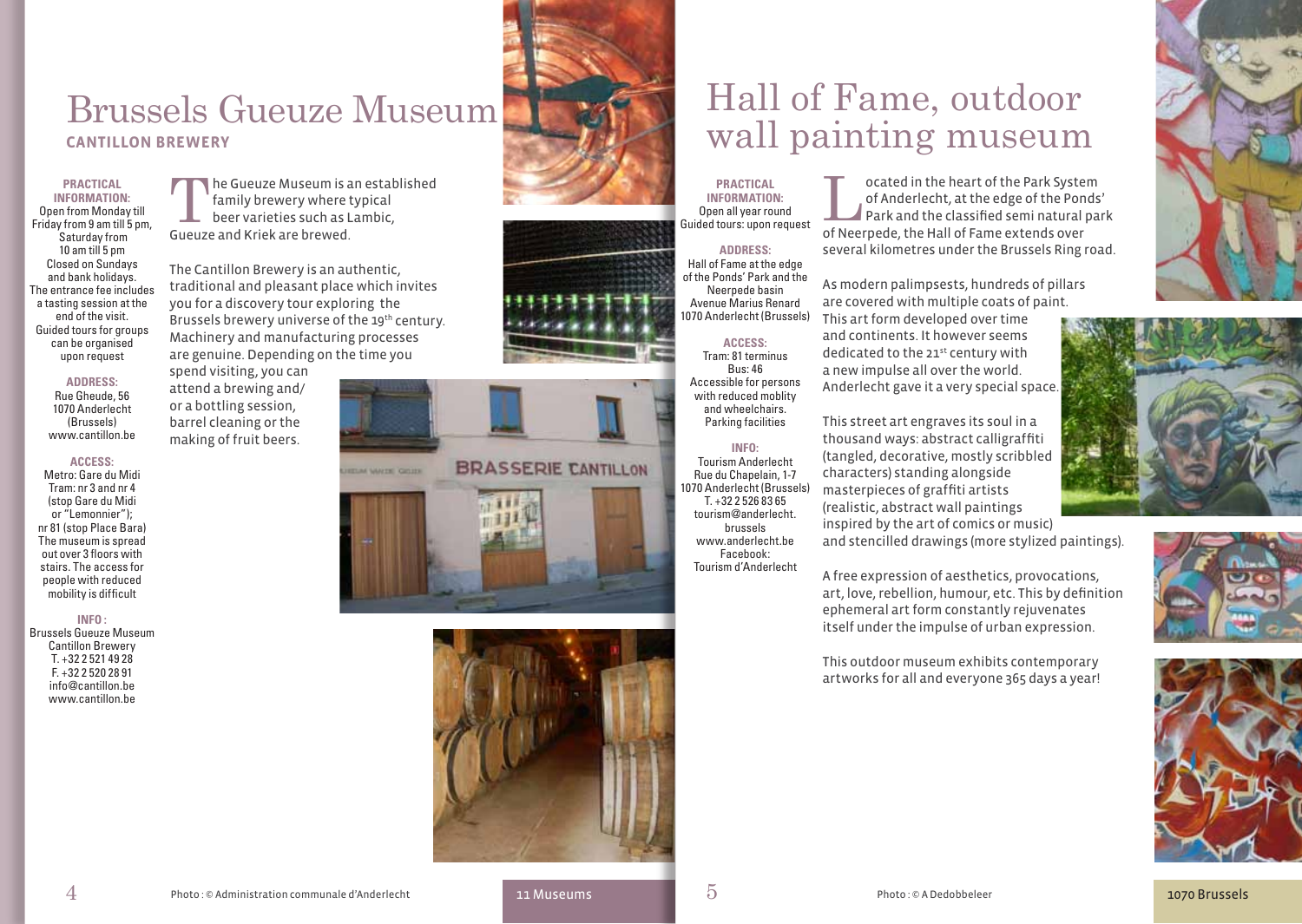# Brussels Gueuze Museum

## CANTILLON BREWERY

**PRACTICAL INFORMATION:**
Open from Monday till Friday from 9 am till 5 pm, Saturday from 10 am till 5 pm
Closed on Sundays and bank holidays.
The entrance fee includes a tasting session at the end of the visit.
Guided tours for groups can be organised upon request

**ADDRESS:**
Rue Gheude, 56
1070 Anderlecht (Brussels)
www.cantillon.be

**ACCESS:**
Metro: Gare du Midi
Tram: nr 3 and nr 4 (stop Gare du Midi or "Lemonnier");
nr 81 (stop Place Bara)
The museum is spread out over 3 floors with stairs. The access for people with reduced mobility is difficult

**INFO:**
Brussels Gueuze Museum
Cantillon Brewery
T. +32 2 521 49 28
F. +32 2 520 28 91
info@cantillon.be
www.cantillon.be

The Gueuze Museum is an established family brewery where typical beer varieties such as Lambic, Gueuze and Kriek are brewed.

The Cantillon Brewery is an authentic, traditional and pleasant place which invites you for a discovery tour exploring the Brussels brewery universe of the 19th century. Machinery and manufacturing processes are genuine. Depending on the time you spend visiting, you can attend a brewing and/or a bottling session, barrel cleaning or the making of fruit beers.

Photo : © Administration communale d'Anderlecht

# Hall of Fame, outdoor wall painting museum

**PRACTICAL INFORMATION:**
Open all year round
Guided tours: upon request

**ADDRESS:**
Hall of Fame at the edge of the Ponds' Park and the Neerpede basin
Avenue Marius Renard
1070 Anderlecht (Brussels)

**ACCESS:**
Tram: 81 terminus
Bus: 46
Accessible for persons with reduced moblity and wheelchairs.
Parking facilities

**INFO:**
Tourism Anderlecht
Rue du Chapelain, 1-7
1070 Anderlecht (Brussels)
T. +32 2 526 83 65
tourism@anderlecht.brussels
www.anderlecht.be
Facebook:
Tourism d'Anderlecht

Located in the heart of the Park System of Anderlecht, at the edge of the Ponds' Park and the classified semi natural park of Neerpede, the Hall of Fame extends over several kilometres under the Brussels Ring road.

As modern palimpsests, hundreds of pillars are covered with multiple coats of paint. This art form developed over time and continents. It however seems dedicated to the 21st century with a new impulse all over the world. Anderlecht gave it a very special space.

This street art engraves its soul in a thousand ways: abstract calligraffiti (tangled, decorative, mostly scribbled characters) standing alongside masterpieces of graffiti artists (realistic, abstract wall paintings inspired by the art of comics or music) and stencilled drawings (more stylized paintings).

A free expression of aesthetics, provocations, art, love, rebellion, humour, etc. This by definition ephemeral art form constantly rejuvenates itself under the impulse of urban expression.

This outdoor museum exhibits contemporary artworks for all and everyone 365 days a year!

Photo : © A Dedobbeleer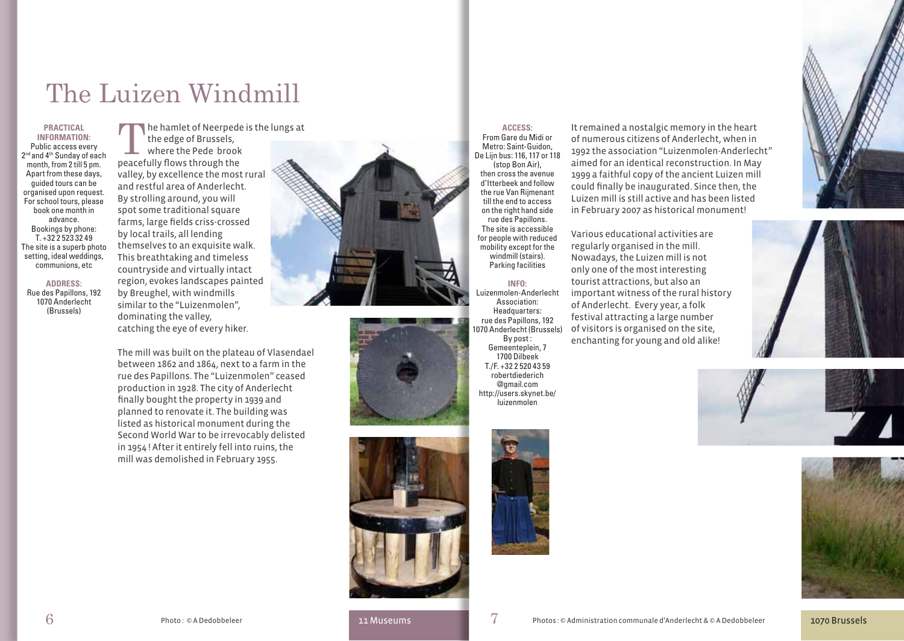# The Luizen Windmill

**PRACTICAL INFORMATION:**
Public access every 2nd and 4th Sunday of each month, from 2 till 5 pm. Apart from these days, guided tours can be organised upon request. For school tours, please book one month in advance.
Bookings by phone: T. +32 2 523 32 49
The site is a superb photo setting, ideal weddings, communions, etc

**ADDRESS:**
Rue des Papillons, 192
1070 Anderlecht
(Brussels)

The hamlet of Neerpede is the lungs at the edge of Brussels, where the Pede brook peacefully flows through the valley, by excellence the most rural and restful area of Anderlecht. By strolling around, you will spot some traditional square farms, large fields criss-crossed by local trails, all lending themselves to an exquisite walk. This breathtaking and timeless countryside and virtually intact region, evokes landscapes painted by Breughel, with windmills similar to the "Luizenmolen", dominating the valley, catching the eye of every hiker.

The mill was built on the plateau of Vlasendael between 1862 and 1864, next to a farm in the rue des Papillons. The "Luizenmolen" ceased production in 1928. The city of Anderlecht finally bought the property in 1939 and planned to renovate it. The building was listed as historical monument during the Second World War to be irrevocably delisted in 1954 ! After it entirely fell into ruins, the mill was demolished in February 1955.

Photo : © A Dedobbeleer

**ACCESS:**
From Gare du Midi or Metro: Saint-Guidon, De Lijn bus: 116, 117 or 118 (stop Bon Air), then cross the avenue d'Itterbeek and follow the rue Van Rijmenant till the end to access on the right hand side rue des Papillons.
The site is accessible for people with reduced mobility except for the windmill (stairs).
Parking facilities

**INFO:**
Luizenmolen-Anderlecht Association:
Headquarters:
rue des Papillons, 192
1070 Anderlecht (Brussels)
By post :
Gemeenteplein, 7
1700 Dilbeek
T./F. +32 2 520 43 59
robertdiederich@gmail.com
http://users.skynet.be/luizenmolen

It remained a nostalgic memory in the heart of numerous citizens of Anderlecht, when in 1992 the association "Luizenmolen-Anderlecht" aimed for an identical reconstruction. In May 1999 a faithful copy of the ancient Luizen mill could finally be inaugurated. Since then, the Luizen mill is still active and has been listed in February 2007 as historical monument!

Various educational activities are regularly organised in the mill. Nowadays, the Luizen mill is not only one of the most interesting tourist attractions, but also an important witness of the rural history of Anderlecht. Every year, a folk festival attracting a large number of visitors is organised on the site, enchanting for young and old alike!

Photos : © Administration communale d'Anderlecht & © A Dedobbeleer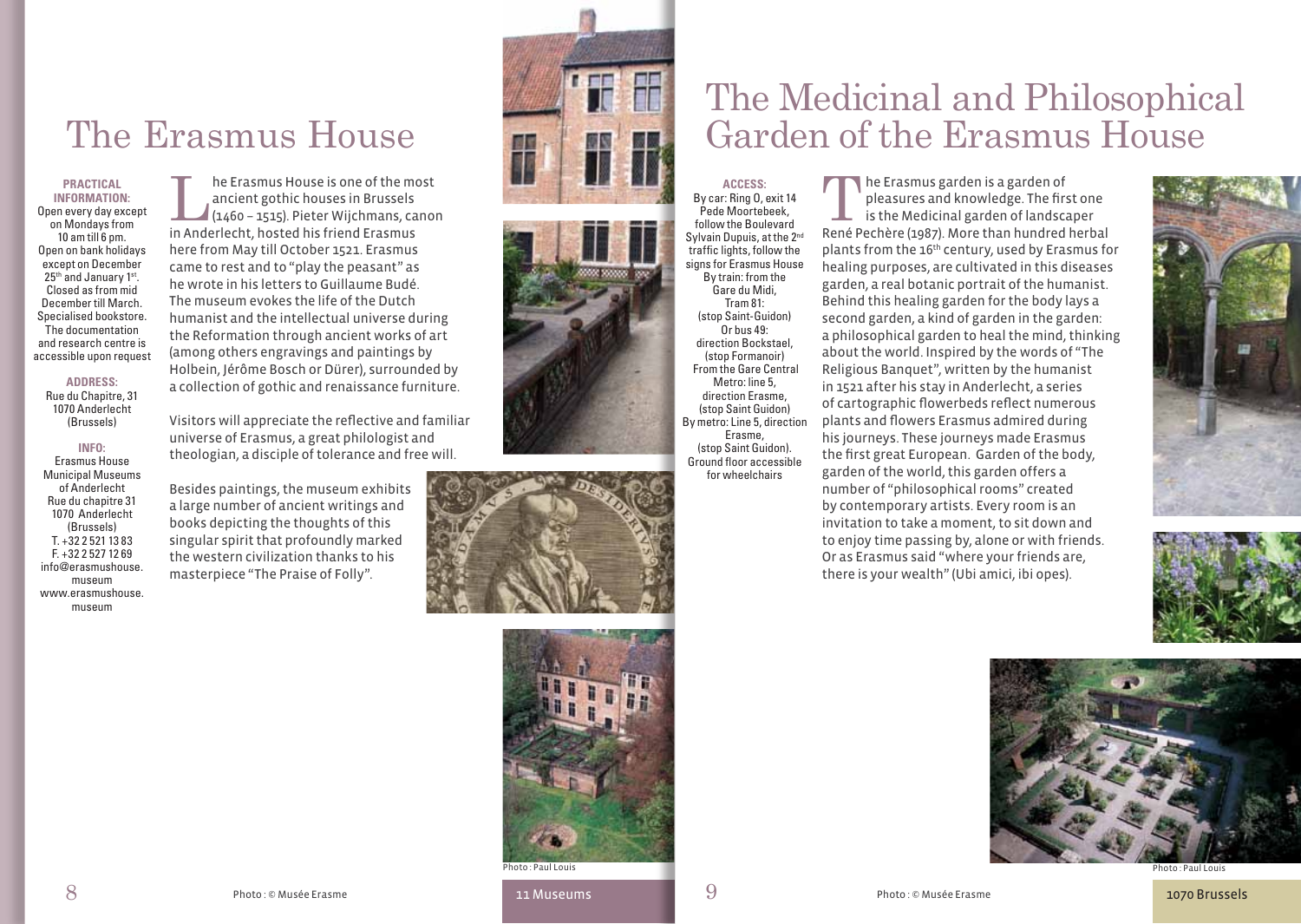# The Erasmus House

**PRACTICAL INFORMATION:**
Open every day except on Mondays from 10 am till 6 pm.
Open on bank holidays except on December 25th and January 1st.
Closed as from mid December till March.
Specialised bookstore.
The documentation and research centre is accessible upon request

**ADDRESS:**
Rue du Chapitre, 31
1070 Anderlecht
(Brussels)

**INFO:**
Erasmus House
Municipal Museums of Anderlecht
Rue du chapitre 31
1070 Anderlecht
(Brussels)
T. +32 2 521 13 83
F. +32 2 527 12 69
info@erasmushouse.museum
www.erasmushouse.museum

The Erasmus House is one of the most ancient gothic houses in Brussels (1460 – 1515). Pieter Wijchmans, canon in Anderlecht, hosted his friend Erasmus here from May till October 1521. Erasmus came to rest and to "play the peasant" as he wrote in his letters to Guillaume Budé. The museum evokes the life of the Dutch humanist and the intellectual universe during the Reformation through ancient works of art (among others engravings and paintings by Holbein, Jérôme Bosch or Dürer), surrounded by a collection of gothic and renaissance furniture.

Visitors will appreciate the reflective and familiar universe of Erasmus, a great philologist and theologian, a disciple of tolerance and free will.

Besides paintings, the museum exhibits a large number of ancient writings and books depicting the thoughts of this singular spirit that profoundly marked the western civilization thanks to his masterpiece "The Praise of Folly".

Photo : © Musée Erasme

Photo : Paul Louis

# The Medicinal and Philosophical Garden of the Erasmus House

**ACCESS:**
By car: Ring 0, exit 14 Pede Moortebeek, follow the Boulevard Sylvain Dupuis, at the 2nd traffic lights, follow the signs for Erasmus House
By train: from the Gare du Midi, Tram 81: (stop Saint-Guidon)
Or bus 49: direction Bockstael, (stop Formanoir)
From the Gare Central Metro: line 5, direction Erasme, (stop Saint Guidon)
By metro: Line 5, direction Erasme, (stop Saint Guidon).
Ground floor accessible for wheelchairs

The Erasmus garden is a garden of pleasures and knowledge. The first one is the Medicinal garden of landscaper René Pechère (1987). More than hundred herbal plants from the 16th century, used by Erasmus for healing purposes, are cultivated in this diseases garden, a real botanic portrait of the humanist. Behind this healing garden for the body lays a second garden, a kind of garden in the garden: a philosophical garden to heal the mind, thinking about the world. Inspired by the words of "The Religious Banquet", written by the humanist in 1521 after his stay in Anderlecht, a series of cartographic flowerbeds reflect numerous plants and flowers Erasmus admired during his journeys. These journeys made Erasmus the first great European. Garden of the body, garden of the world, this garden offers a number of "philosophical rooms" created by contemporary artists. Every room is an invitation to take a moment, to sit down and to enjoy time passing by, alone or with friends. Or as Erasmus said "where your friends are, there is your wealth" (Ubi amici, ibi opes).

Photo : © Musée Erasme

Photo : Paul Louis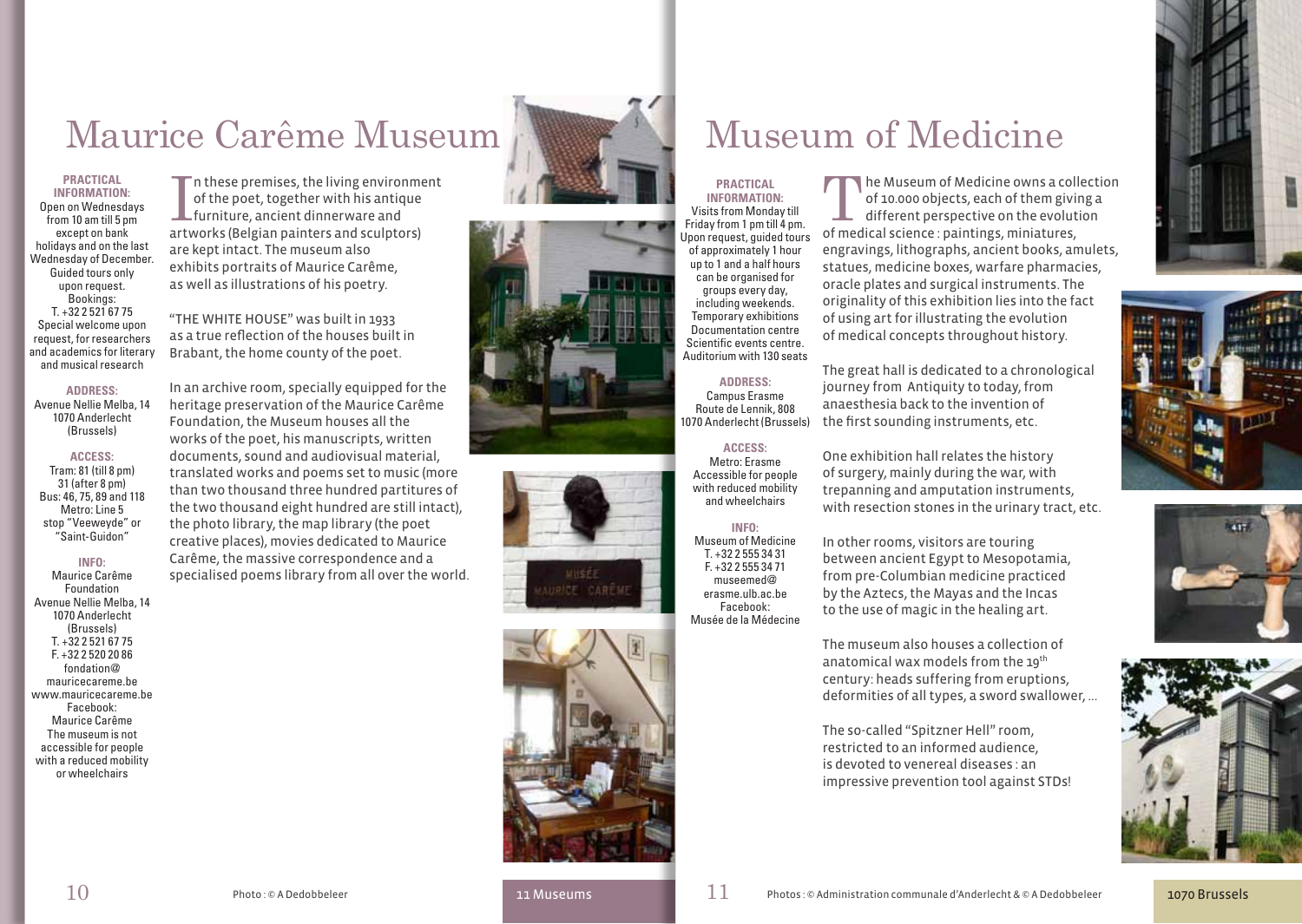# Maurice Carême Museum

**PRACTICAL INFORMATION:**
Open on Wednesdays from 10 am till 5 pm except on bank holidays and on the last Wednesday of December. Guided tours only upon request. Bookings: T. +32 2 521 67 75
Special welcome upon request, for researchers and academics for literary and musical research

**ADDRESS:**
Avenue Nellie Melba, 14
1070 Anderlecht (Brussels)

**ACCESS:**
Tram: 81 (till 8 pm) 31 (after 8 pm)
Bus: 46, 75, 89 and 118
Metro: Line 5 stop "Veeweyde" or "Saint-Guidon"

**INFO:**
Maurice Carême Foundation
Avenue Nellie Melba, 14
1070 Anderlecht (Brussels)
T. +32 2 521 67 75
F. +32 2 520 20 86
fondation@mauricecareme.be
www.mauricecareme.be
Facebook: Maurice Carême
The museum is not accessible for people with a reduced mobility or wheelchairs

In these premises, the living environment of the poet, together with his antique furniture, ancient dinnerware and artworks (Belgian painters and sculptors) are kept intact. The museum also exhibits portraits of Maurice Carême, as well as illustrations of his poetry.

"THE WHITE HOUSE" was built in 1933 as a true reflection of the houses built in Brabant, the home county of the poet.

In an archive room, specially equipped for the heritage preservation of the Maurice Carême Foundation, the Museum houses all the works of the poet, his manuscripts, written documents, sound and audiovisual material, translated works and poems set to music (more than two thousand three hundred partitures of the two thousand eight hundred are still intact), the photo library, the map library (the poet creative places), movies dedicated to Maurice Carême, the massive correspondence and a specialised poems library from all over the world.

Photo : © A Dedobbeleer

# Museum of Medicine

**PRACTICAL INFORMATION:**
Visits from Monday till Friday from 1 pm till 4 pm.
Upon request, guided tours of approximately 1 hour up to 1 and a half hours can be organised for groups every day, including weekends.
Temporary exhibitions
Documentation centre
Scientific events centre.
Auditorium with 130 seats

**ADDRESS:**
Campus Erasme
Route de Lennik, 808
1070 Anderlecht (Brussels)

**ACCESS:**
Metro: Erasme
Accessible for people with reduced mobility and wheelchairs

**INFO:**
Museum of Medicine
T. +32 2 555 34 31
F. +32 2 555 34 71
museemed@erasme.ulb.ac.be
Facebook: Musée de la Médecine

The Museum of Medicine owns a collection of 10.000 objects, each of them giving a different perspective on the evolution of medical science : paintings, miniatures, engravings, lithographs, ancient books, amulets, statues, medicine boxes, warfare pharmacies, oracle plates and surgical instruments. The originality of this exhibition lies into the fact of using art for illustrating the evolution of medical concepts throughout history.

The great hall is dedicated to a chronological journey from Antiquity to today, from anaesthesia back to the invention of the first sounding instruments, etc.

One exhibition hall relates the history of surgery, mainly during the war, with trepanning and amputation instruments, with resection stones in the urinary tract, etc.

In other rooms, visitors are touring between ancient Egypt to Mesopotamia, from pre-Columbian medicine practiced by the Aztecs, the Mayas and the Incas to the use of magic in the healing art.

The museum also houses a collection of anatomical wax models from the 19th century: heads suffering from eruptions, deformities of all types, a sword swallower, ...

The so-called "Spitzner Hell" room, restricted to an informed audience, is devoted to venereal diseases : an impressive prevention tool against STDs!

Photos : © Administration communale d'Anderlecht & © A Dedobbeleer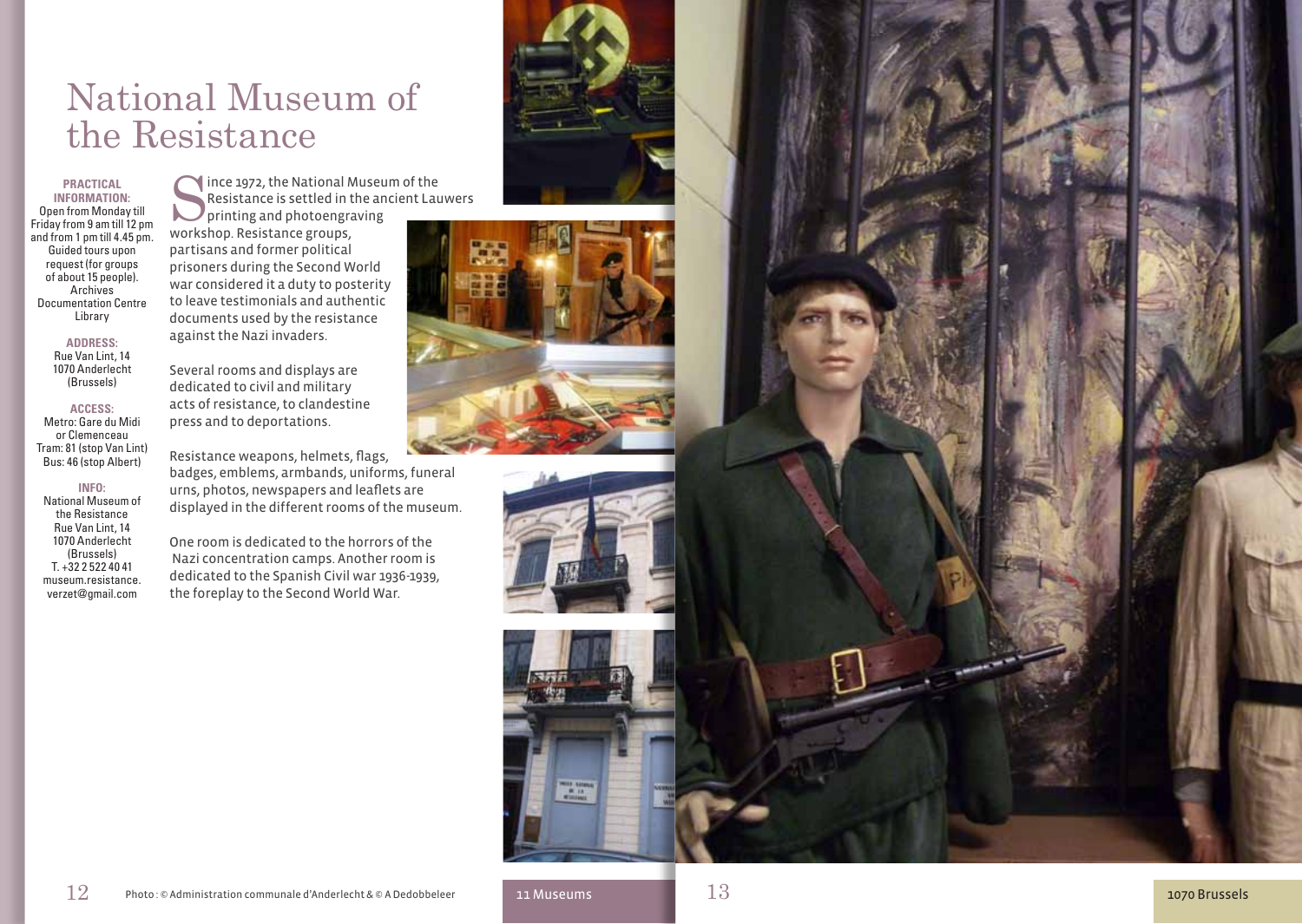# National Museum of the Resistance

**PRACTICAL INFORMATION:**
Open from Monday till Friday from 9 am till 12 pm and from 1 pm till 4.45 pm.
Guided tours upon request (for groups of about 15 people).
Archives
Documentation Centre
Library

**ADDRESS:**
Rue Van Lint, 14
1070 Anderlecht
(Brussels)

**ACCESS:**
Metro: Gare du Midi or Clemenceau
Tram: 81 (stop Van Lint)
Bus: 46 (stop Albert)

**INFO:**
National Museum of the Resistance
Rue Van Lint, 14
1070 Anderlecht
(Brussels)
T. +32 2 522 40 41
museum.resistance.verzet@gmail.com

Since 1972, the National Museum of the Resistance is settled in the ancient Lauwers printing and photoengraving workshop. Resistance groups, partisans and former political prisoners during the Second World war considered it a duty to posterity to leave testimonials and authentic documents used by the resistance against the Nazi invaders.

Several rooms and displays are dedicated to civil and military acts of resistance, to clandestine press and to deportations.

Resistance weapons, helmets, flags, badges, emblems, armbands, uniforms, funeral urns, photos, newspapers and leaflets are displayed in the different rooms of the museum.

One room is dedicated to the horrors of the Nazi concentration camps. Another room is dedicated to the Spanish Civil war 1936-1939, the foreplay to the Second World War.

Photo : © Administration communale d'Anderlecht & © A Dedobbeleer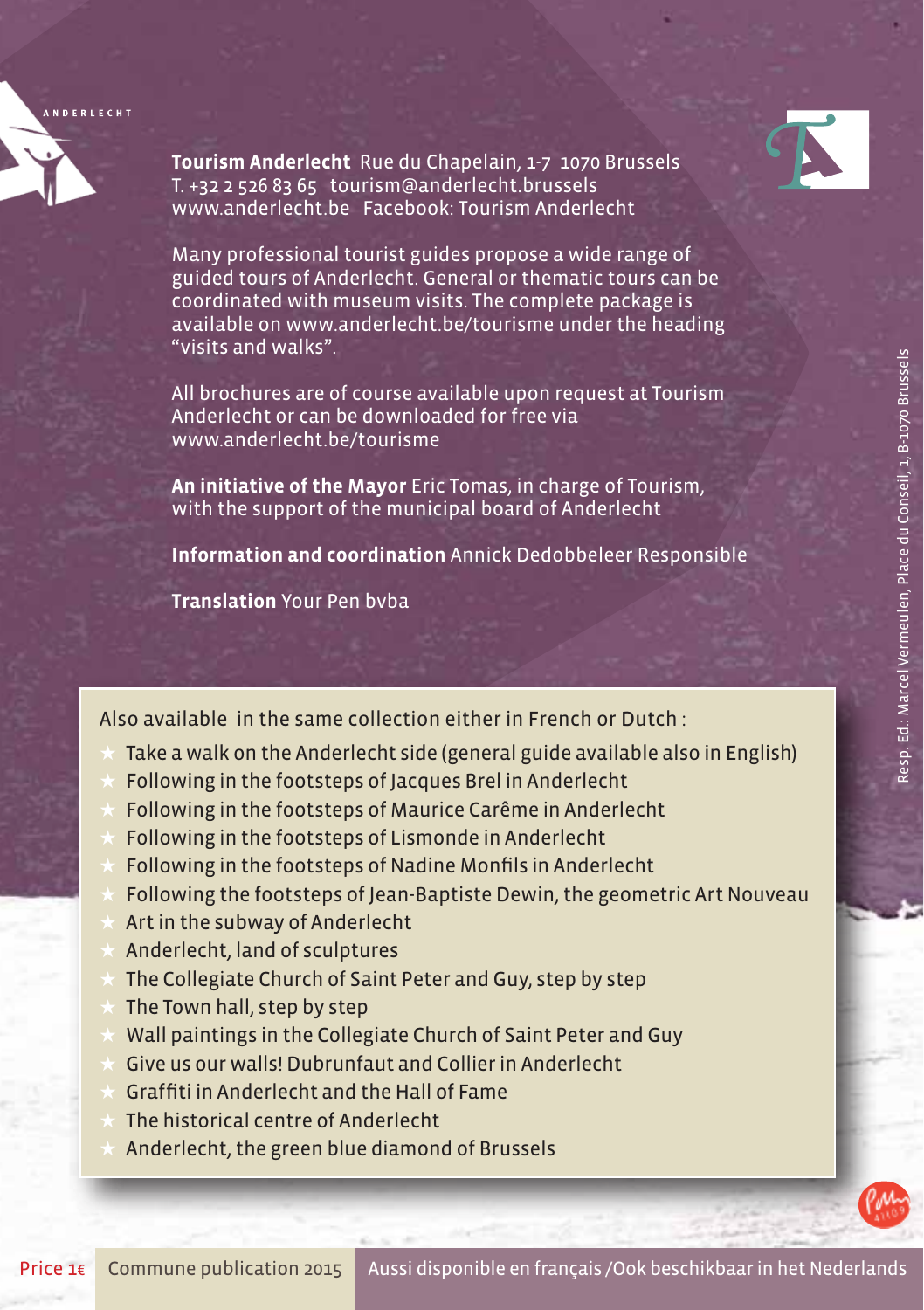ANDERLECHT

**Tourism Anderlecht** Rue du Chapelain, 1-7 1070 Brussels
T. +32 2 526 83 65 tourism@anderlecht.brussels
www.anderlecht.be Facebook: Tourism Anderlecht

Many professional tourist guides propose a wide range of guided tours of Anderlecht. General or thematic tours can be coordinated with museum visits. The complete package is available on www.anderlecht.be/tourisme under the heading "visits and walks".

All brochures are of course available upon request at Tourism Anderlecht or can be downloaded for free via www.anderlecht.be/tourisme

**An initiative of the Mayor** Eric Tomas, in charge of Tourism, with the support of the municipal board of Anderlecht

**Information and coordination** Annick Dedobbeleer Responsible

**Translation** Your Pen bvba

Also available in the same collection either in French or Dutch :

- Take a walk on the Anderlecht side (general guide available also in English)
- Following in the footsteps of Jacques Brel in Anderlecht
- Following in the footsteps of Maurice Carême in Anderlecht
- Following in the footsteps of Lismonde in Anderlecht
- Following in the footsteps of Nadine Monfils in Anderlecht
- Following the footsteps of Jean-Baptiste Dewin, the geometric Art Nouveau
- Art in the subway of Anderlecht
- Anderlecht, land of sculptures
- The Collegiate Church of Saint Peter and Guy, step by step
- The Town hall, step by step
- Wall paintings in the Collegiate Church of Saint Peter and Guy
- Give us our walls! Dubrunfaut and Collier in Anderlecht
- Graffiti in Anderlecht and the Hall of Fame
- The historical centre of Anderlecht
- Anderlecht, the green blue diamond of Brussels

Resp. Ed.: Marcel Vermeulen, Place du Conseil, 1, B-1070 Brussels

Price 1€ Commune publication 2015 Aussi disponible en français / Ook beschikbaar in het Nederlands